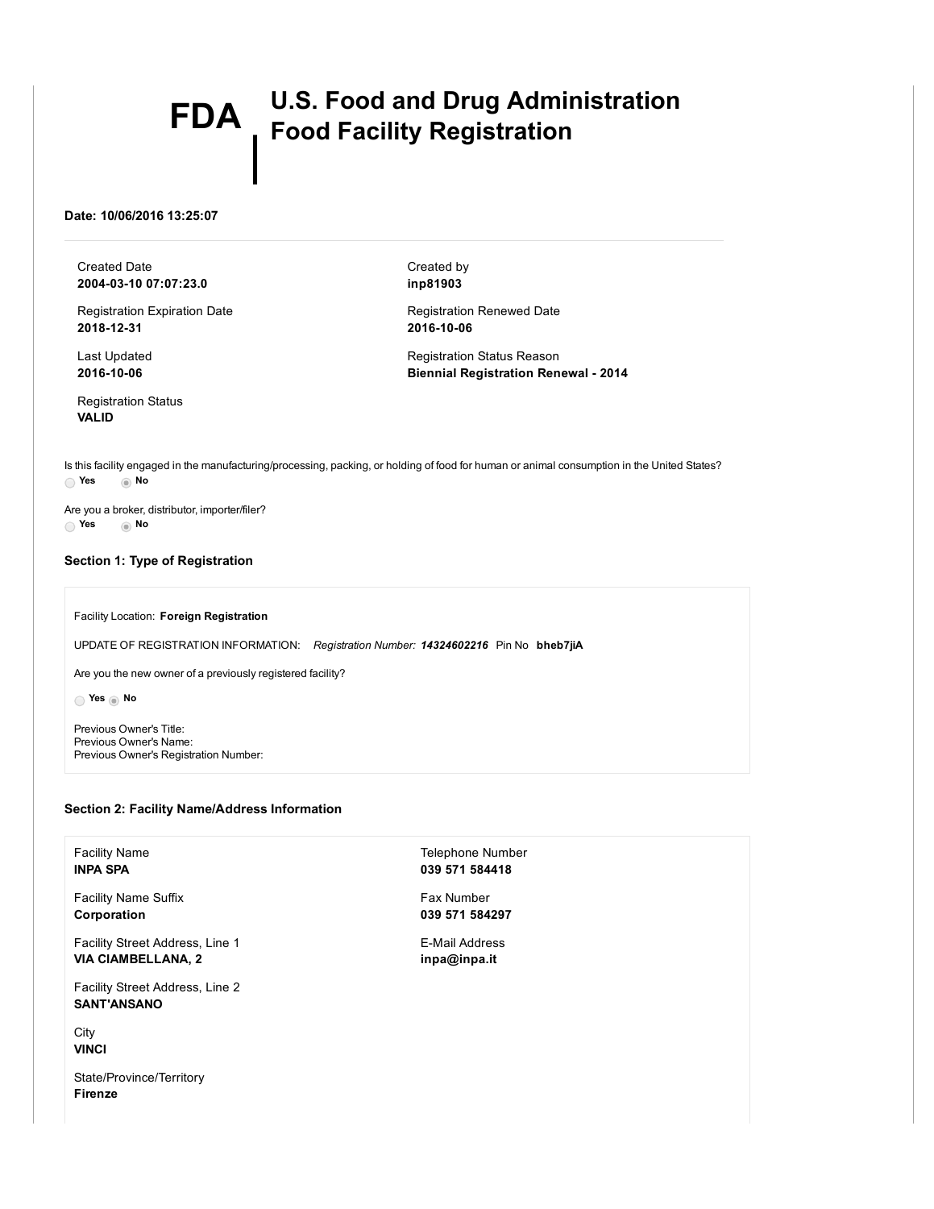# FDA U.S. Food and Drug Administration Food Facility Registration

**Date: 10/06/2016 13:25:07**

---

Created Date
**2004-03-10 07:07:23.0**

Created by
**inp81903**

Registration Expiration Date
**2018-12-31**

Registration Renewed Date
**2016-10-06**

Last Updated
**2016-10-06**

Registration Status Reason
**Biennial Registration Renewal - 2014**

Registration Status
**VALID**

Is this facility engaged in the manufacturing/processing, packing, or holding of food for human or animal consumption in the United States?

○ **Yes** ◉ **No**

Are you a broker, distributor, importer/filer?

○ **Yes** ◉ **No**

### Section 1: Type of Registration

Facility Location: **Foreign Registration**

UPDATE OF REGISTRATION INFORMATION: *Registration Number:* ***14324602216*** Pin No **bheb7jiA**

Are you the new owner of a previously registered facility?

○ **Yes** ◉ **No**

Previous Owner's Title:
Previous Owner's Name:
Previous Owner's Registration Number:

### Section 2: Facility Name/Address Information

Facility Name
**INPA SPA**

Facility Name Suffix
**Corporation**

Facility Street Address, Line 1
**VIA CIAMBELLANA, 2**

Facility Street Address, Line 2
**SANT'ANSANO**

City
**VINCI**

State/Province/Territory
**Firenze**

Telephone Number
**039 571 584418**

Fax Number
**039 571 584297**

E-Mail Address
**inpa@inpa.it**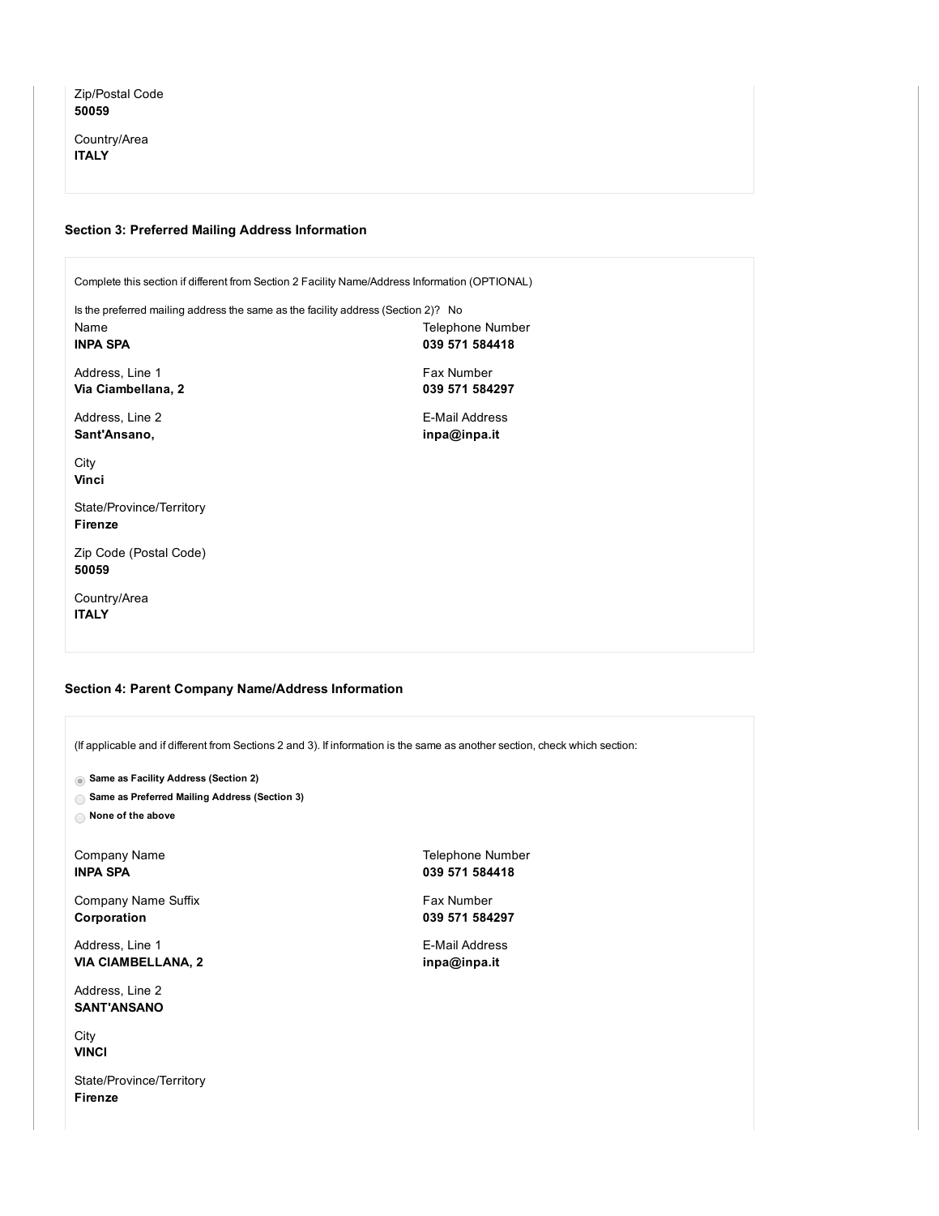Zip/Postal Code
**50059**

Country/Area
**ITALY**

### Section 3: Preferred Mailing Address Information

Complete this section if different from Section 2 Facility Name/Address Information (OPTIONAL)

Is the preferred mailing address the same as the facility address (Section 2)? No

Name
**INPA SPA**

Address, Line 1
**Via Ciambellana, 2**

Address, Line 2
**Sant'Ansano,**

City
**Vinci**

State/Province/Territory
**Firenze**

Zip Code (Postal Code)
**50059**

Country/Area
**ITALY**

Telephone Number
**039 571 584418**

Fax Number
**039 571 584297**

E-Mail Address
**inpa@inpa.it**

### Section 4: Parent Company Name/Address Information

(If applicable and if different from Sections 2 and 3). If information is the same as another section, check which section:

- (●) **Same as Facility Address (Section 2)**
- ( ) **Same as Preferred Mailing Address (Section 3)**
- ( ) **None of the above**

Company Name
**INPA SPA**

Company Name Suffix
**Corporation**

Address, Line 1
**VIA CIAMBELLANA, 2**

Address, Line 2
**SANT'ANSANO**

City
**VINCI**

State/Province/Territory
**Firenze**

Telephone Number
**039 571 584418**

Fax Number
**039 571 584297**

E-Mail Address
**inpa@inpa.it**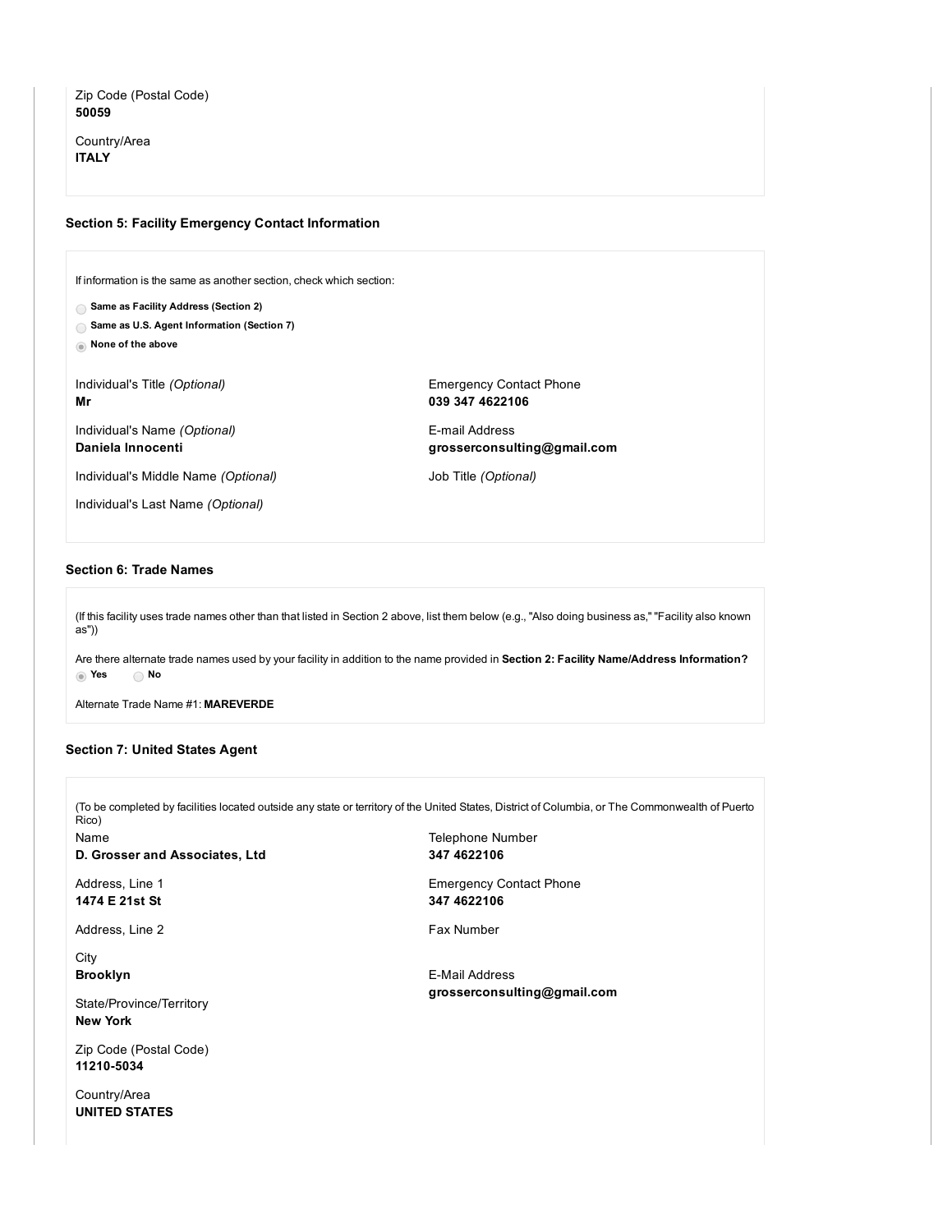Zip Code (Postal Code)
**50059**

Country/Area
**ITALY**

### Section 5: Facility Emergency Contact Information

If information is the same as another section, check which section:

- ○ **Same as Facility Address (Section 2)**
- ○ **Same as U.S. Agent Information (Section 7)**
- ◉ **None of the above**

Individual's Title *(Optional)*
**Mr**

Individual's Name *(Optional)*
**Daniela Innocenti**

Individual's Middle Name *(Optional)*

Individual's Last Name *(Optional)*

Emergency Contact Phone
**039 347 4622106**

E-mail Address
**grosserconsulting@gmail.com**

Job Title *(Optional)*

### Section 6: Trade Names

(If this facility uses trade names other than that listed in Section 2 above, list them below (e.g., "Also doing business as," "Facility also known as"))

Are there alternate trade names used by your facility in addition to the name provided in **Section 2: Facility Name/Address Information?**
◉ **Yes** ○ **No**

Alternate Trade Name #1: **MAREVERDE**

### Section 7: United States Agent

(To be completed by facilities located outside any state or territory of the United States, District of Columbia, or The Commonwealth of Puerto Rico)

Name
**D. Grosser and Associates, Ltd**

Address, Line 1
**1474 E 21st St**

Address, Line 2

City
**Brooklyn**

State/Province/Territory
**New York**

Zip Code (Postal Code)
**11210-5034**

Country/Area
**UNITED STATES**

Telephone Number
**347 4622106**

Emergency Contact Phone
**347 4622106**

Fax Number

E-Mail Address
**grosserconsulting@gmail.com**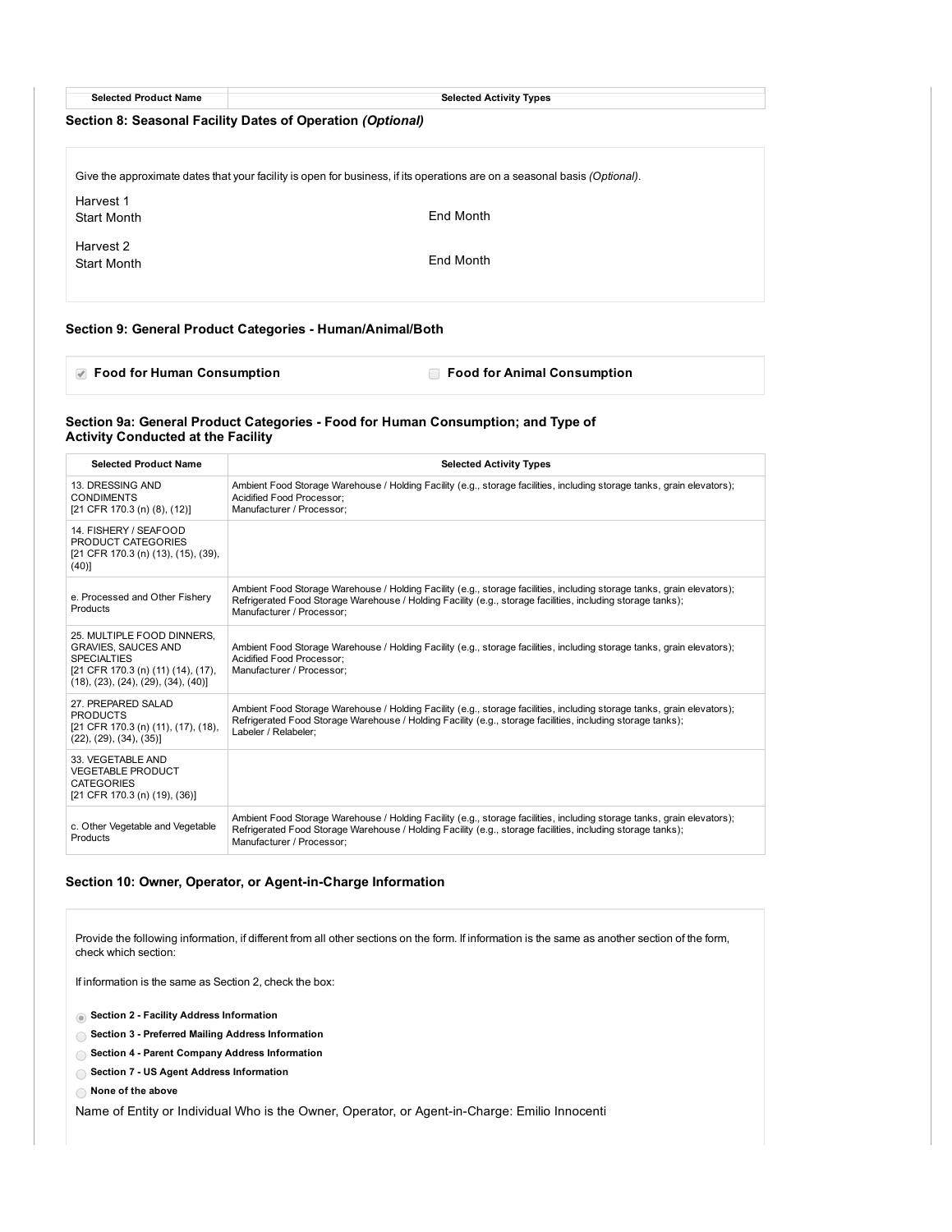| Selected Product Name | Selected Activity Types |
|---|---|

### Section 8: Seasonal Facility Dates of Operation *(Optional)*

Give the approximate dates that your facility is open for business, if its operations are on a seasonal basis *(Optional)*.

Harvest 1
Start Month | End Month

Harvest 2
Start Month | End Month

### Section 9: General Product Categories - Human/Animal/Both

- [x] **Food for Human Consumption**
- [ ] **Food for Animal Consumption**

### Section 9a: General Product Categories - Food for Human Consumption; and Type of Activity Conducted at the Facility

| Selected Product Name | Selected Activity Types |
|---|---|
| 13. DRESSING AND CONDIMENTS [21 CFR 170.3 (n) (8), (12)] | Ambient Food Storage Warehouse / Holding Facility (e.g., storage facilities, including storage tanks, grain elevators); Acidified Food Processor; Manufacturer / Processor; |
| 14. FISHERY / SEAFOOD PRODUCT CATEGORIES [21 CFR 170.3 (n) (13), (15), (39), (40)] | |
| e. Processed and Other Fishery Products | Ambient Food Storage Warehouse / Holding Facility (e.g., storage facilities, including storage tanks, grain elevators); Refrigerated Food Storage Warehouse / Holding Facility (e.g., storage facilities, including storage tanks); Manufacturer / Processor; |
| 25. MULTIPLE FOOD DINNERS, GRAVIES, SAUCES AND SPECIALTIES [21 CFR 170.3 (n) (11) (14), (17), (18), (23), (24), (29), (34), (40)] | Ambient Food Storage Warehouse / Holding Facility (e.g., storage facilities, including storage tanks, grain elevators); Acidified Food Processor; Manufacturer / Processor; |
| 27. PREPARED SALAD PRODUCTS [21 CFR 170.3 (n) (11), (17), (18), (22), (29), (34), (35)] | Ambient Food Storage Warehouse / Holding Facility (e.g., storage facilities, including storage tanks, grain elevators); Refrigerated Food Storage Warehouse / Holding Facility (e.g., storage facilities, including storage tanks); Labeler / Relabeler; |
| 33. VEGETABLE AND VEGETABLE PRODUCT CATEGORIES [21 CFR 170.3 (n) (19), (36)] | |
| c. Other Vegetable and Vegetable Products | Ambient Food Storage Warehouse / Holding Facility (e.g., storage facilities, including storage tanks, grain elevators); Refrigerated Food Storage Warehouse / Holding Facility (e.g., storage facilities, including storage tanks); Manufacturer / Processor; |

### Section 10: Owner, Operator, or Agent-in-Charge Information

Provide the following information, if different from all other sections on the form. If information is the same as another section of the form, check which section:

If information is the same as Section 2, check the box:

- (x) **Section 2 - Facility Address Information**
- ( ) **Section 3 - Preferred Mailing Address Information**
- ( ) **Section 4 - Parent Company Address Information**
- ( ) **Section 7 - US Agent Address Information**
- ( ) **None of the above**

Name of Entity or Individual Who is the Owner, Operator, or Agent-in-Charge: Emilio Innocenti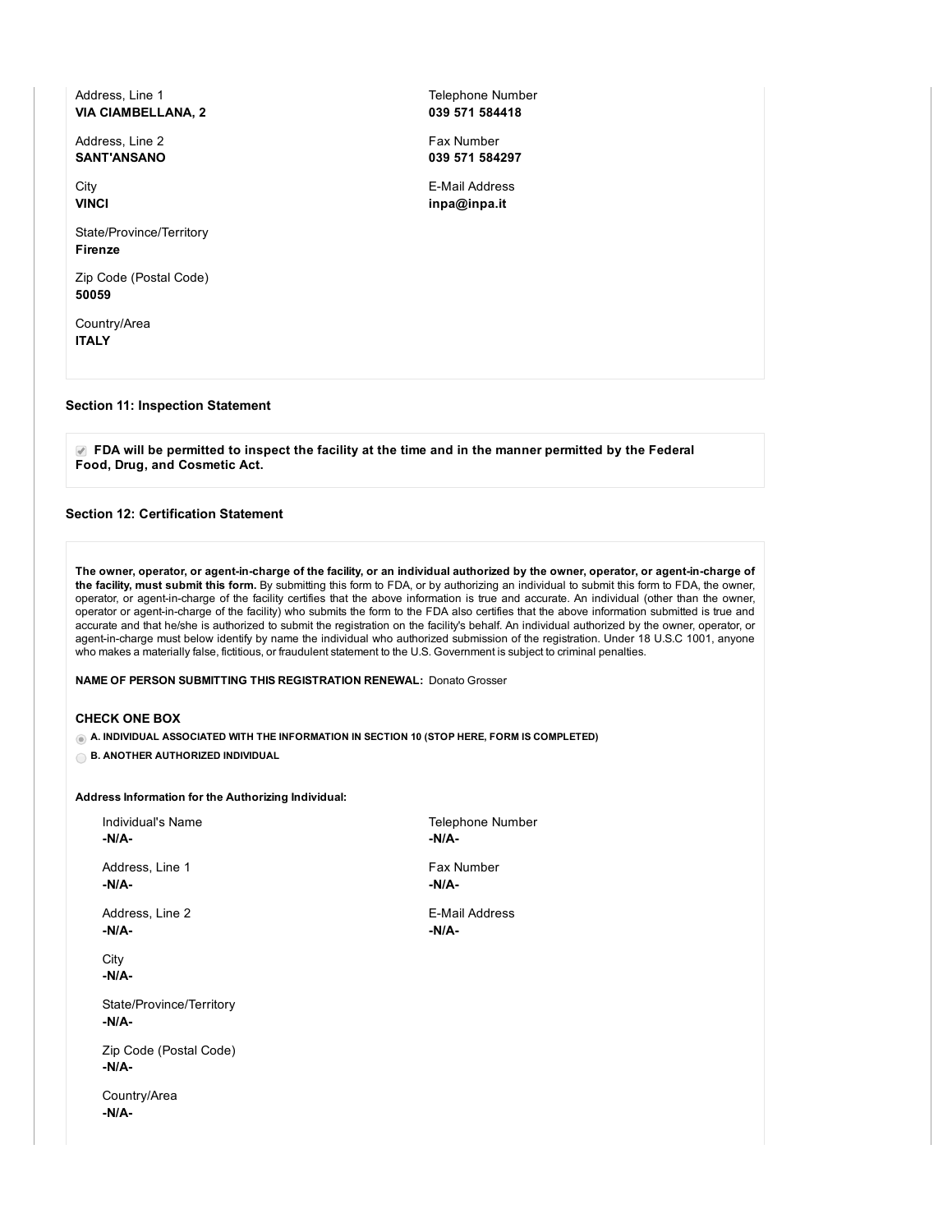Address, Line 1
**VIA CIAMBELLANA, 2**

Address, Line 2
**SANT'ANSANO**

City
**VINCI**

State/Province/Territory
**Firenze**

Zip Code (Postal Code)
**50059**

Country/Area
**ITALY**

Telephone Number
**039 571 584418**

Fax Number
**039 571 584297**

E-Mail Address
**inpa@inpa.it**

### Section 11: Inspection Statement

☑ **FDA will be permitted to inspect the facility at the time and in the manner permitted by the Federal Food, Drug, and Cosmetic Act.**

### Section 12: Certification Statement

**The owner, operator, or agent-in-charge of the facility, or an individual authorized by the owner, operator, or agent-in-charge of the facility, must submit this form.** By submitting this form to FDA, or by authorizing an individual to submit this form to FDA, the owner, operator, or agent-in-charge of the facility certifies that the above information is true and accurate. An individual (other than the owner, operator or agent-in-charge of the facility) who submits the form to the FDA also certifies that the above information submitted is true and accurate and that he/she is authorized to submit the registration on the facility's behalf. An individual authorized by the owner, operator, or agent-in-charge must below identify by name the individual who authorized submission of the registration. Under 18 U.S.C 1001, anyone who makes a materially false, fictitious, or fraudulent statement to the U.S. Government is subject to criminal penalties.

**NAME OF PERSON SUBMITTING THIS REGISTRATION RENEWAL:** Donato Grosser

**CHECK ONE BOX**

◉ **A. INDIVIDUAL ASSOCIATED WITH THE INFORMATION IN SECTION 10 (STOP HERE, FORM IS COMPLETED)**

○ **B. ANOTHER AUTHORIZED INDIVIDUAL**

**Address Information for the Authorizing Individual:**

Individual's Name
**-N/A-**

Address, Line 1
**-N/A-**

Address, Line 2
**-N/A-**

City
**-N/A-**

State/Province/Territory
**-N/A-**

Zip Code (Postal Code)
**-N/A-**

Country/Area
**-N/A-**

Telephone Number
**-N/A-**

Fax Number
**-N/A-**

E-Mail Address
**-N/A-**